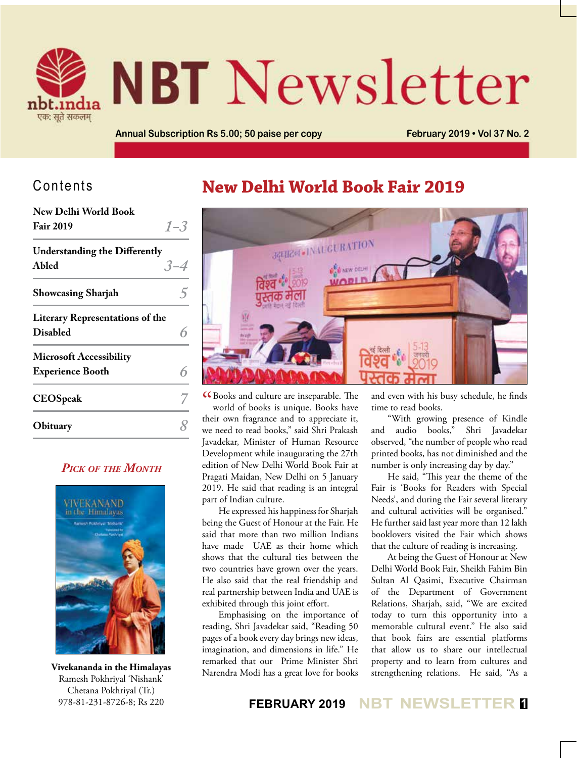# NBT Newsletter

Annual Subscription Rs 5.00; 50 paise per copy

February 2019 • Vol 37 No. 2

## Contents

| | |
|---|---|
| **New Delhi World Book Fair 2019** | *1–3* |
| **Understanding the Differently Abled** | *3–4* |
| **Showcasing Sharjah** | *5* |
| **Literary Representations of the Disabled** | *6* |
| **Microsoft Accessibility Experience Booth** | *6* |
| **CEOSpeak** | *7* |
| **Obituary** | *8* |

### *Pick of the Month*

**Vivekananda in the Himalayas**
Ramesh Pokhriyal 'Nishank'
Chetana Pokhriyal (Tr.)
978-81-231-8726-8; Rs 220

## New Delhi World Book Fair 2019

"Books and culture are inseparable. The world of books is unique. Books have their own fragrance and to appreciate it, we need to read books," said Shri Prakash Javadekar, Minister of Human Resource Development while inaugurating the 27th edition of New Delhi World Book Fair at Pragati Maidan, New Delhi on 5 January 2019. He said that reading is an integral part of Indian culture.

He expressed his happiness for Sharjah being the Guest of Honour at the Fair. He said that more than two million Indians have made UAE as their home which shows that the cultural ties between the two countries have grown over the years. He also said that the real friendship and real partnership between India and UAE is exhibited through this joint effort.

Emphasising on the importance of reading, Shri Javadekar said, "Reading 50 pages of a book every day brings new ideas, imagination, and dimensions in life." He remarked that our Prime Minister Shri Narendra Modi has a great love for books and even with his busy schedule, he finds time to read books.

"With growing presence of Kindle and audio books," Shri Javadekar observed, "the number of people who read printed books, has not diminished and the number is only increasing day by day."

He said, "This year the theme of the Fair is 'Books for Readers with Special Needs', and during the Fair several literary and cultural activities will be organised." He further said last year more than 12 lakh booklovers visited the Fair which shows that the culture of reading is increasing.

At being the Guest of Honour at New Delhi World Book Fair, Sheikh Fahim Bin Sultan Al Qasimi, Executive Chairman of the Department of Government Relations, Sharjah, said, "We are excited today to turn this opportunity into a memorable cultural event." He also said that book fairs are essential platforms that allow us to share our intellectual property and to learn from cultures and strengthening relations. He said, "As a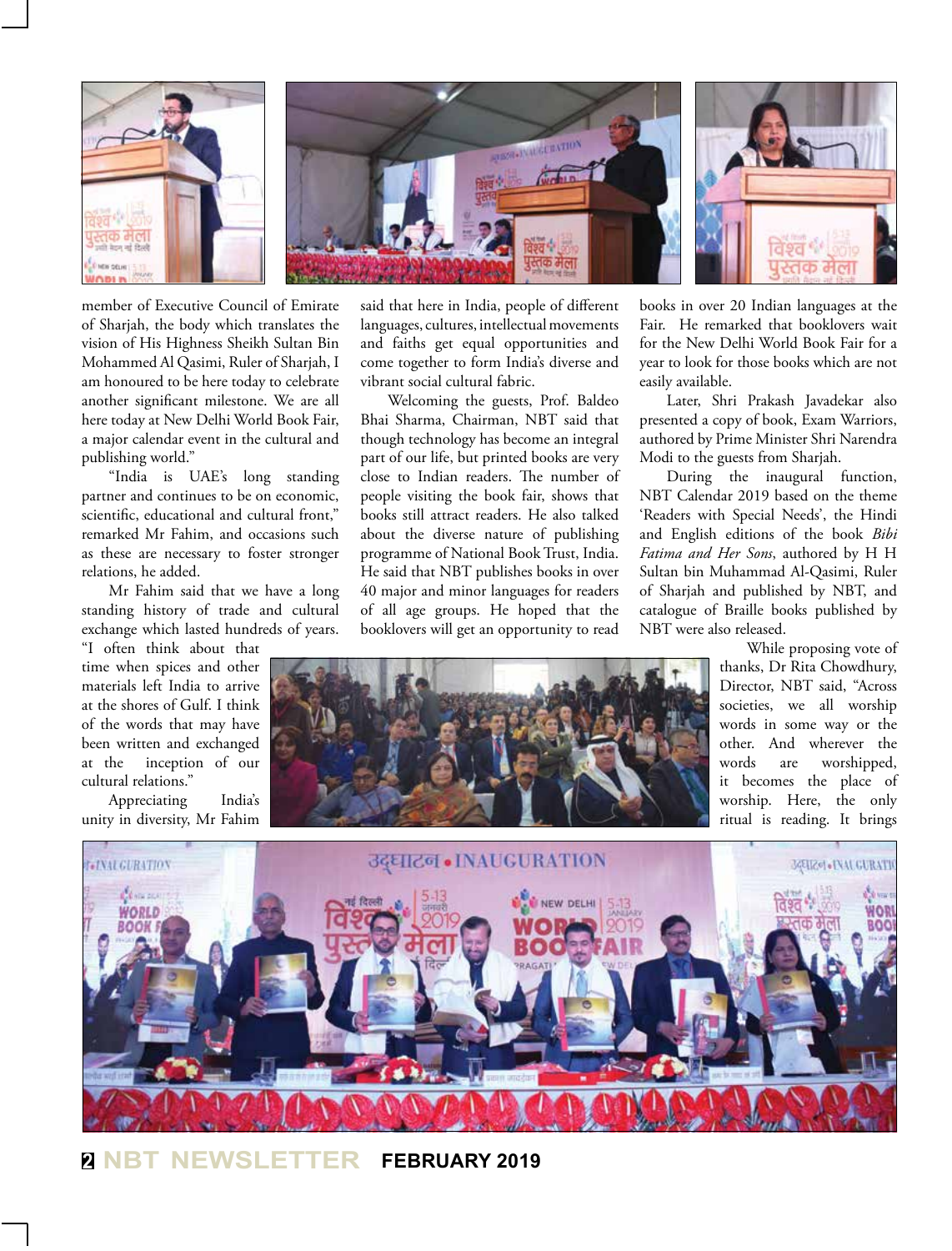member of Executive Council of Emirate of Sharjah, the body which translates the vision of His Highness Sheikh Sultan Bin Mohammed Al Qasimi, Ruler of Sharjah, I am honoured to be here today to celebrate another significant milestone. We are all here today at New Delhi World Book Fair, a major calendar event in the cultural and publishing world."

"India is UAE's long standing partner and continues to be on economic, scientific, educational and cultural front," remarked Mr Fahim, and occasions such as these are necessary to foster stronger relations, he added.

Mr Fahim said that we have a long standing history of trade and cultural exchange which lasted hundreds of years. "I often think about that time when spices and other materials left India to arrive at the shores of Gulf. I think of the words that may have been written and exchanged at the inception of our cultural relations."

Appreciating India's unity in diversity, Mr Fahim said that here in India, people of different languages, cultures, intellectual movements and faiths get equal opportunities and come together to form India's diverse and vibrant social cultural fabric.

Welcoming the guests, Prof. Baldeo Bhai Sharma, Chairman, NBT said that though technology has become an integral part of our life, but printed books are very close to Indian readers. The number of people visiting the book fair, shows that books still attract readers. He also talked about the diverse nature of publishing programme of National Book Trust, India. He said that NBT publishes books in over 40 major and minor languages for readers of all age groups. He hoped that the booklovers will get an opportunity to read books in over 20 Indian languages at the Fair. He remarked that booklovers wait for the New Delhi World Book Fair for a year to look for those books which are not easily available.

Later, Shri Prakash Javadekar also presented a copy of book, Exam Warriors, authored by Prime Minister Shri Narendra Modi to the guests from Sharjah.

During the inaugural function, NBT Calendar 2019 based on the theme 'Readers with Special Needs', the Hindi and English editions of the book *Bibi Fatima and Her Sons*, authored by H H Sultan bin Muhammad Al-Qasimi, Ruler of Sharjah and published by NBT, and catalogue of Braille books published by NBT were also released.

While proposing vote of thanks, Dr Rita Chowdhury, Director, NBT said, "Across societies, we all worship words in some way or the other. And wherever the words are worshipped, it becomes the place of worship. Here, the only ritual is reading. It brings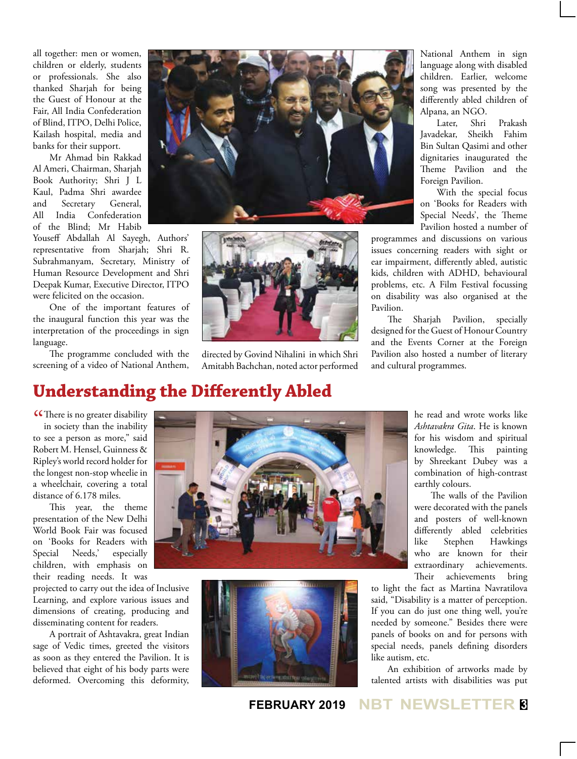all together: men or women, children or elderly, students or professionals. She also thanked Sharjah for being the Guest of Honour at the Fair, All India Confederation of Blind, ITPO, Delhi Police, Kailash hospital, media and banks for their support.

Mr Ahmad bin Rakkad Al Ameri, Chairman, Sharjah Book Authority; Shri J L Kaul, Padma Shri awardee and Secretary General, All India Confederation of the Blind; Mr Habib Youseff Abdallah Al Sayegh, Authors' representative from Sharjah; Shri R. Subrahmanyam, Secretary, Ministry of Human Resource Development and Shri Deepak Kumar, Executive Director, ITPO were felicited on the occasion.

One of the important features of the inaugural function this year was the interpretation of the proceedings in sign language.

The programme concluded with the screening of a video of National Anthem, directed by Govind Nihalini in which Shri Amitabh Bachchan, noted actor performed National Anthem in sign language along with disabled children. Earlier, welcome song was presented by the differently abled children of Alpana, an NGO.

Later, Shri Prakash Javadekar, Sheikh Fahim Bin Sultan Qasimi and other dignitaries inaugurated the Theme Pavilion and the Foreign Pavilion.

With the special focus on 'Books for Readers with Special Needs', the Theme Pavilion hosted a number of programmes and discussions on various issues concerning readers with sight or ear impairment, differently abled, autistic kids, children with ADHD, behavioural problems, etc. A Film Festival focussing on disability was also organised at the Pavilion.

The Sharjah Pavilion, specially designed for the Guest of Honour Country and the Events Corner at the Foreign Pavilion also hosted a number of literary and cultural programmes.

## Understanding the Differently Abled

"There is no greater disability in society than the inability to see a person as more," said Robert M. Hensel, Guinness & Ripley's world record holder for the longest non-stop wheelie in a wheelchair, covering a total distance of 6.178 miles.

This year, the theme presentation of the New Delhi World Book Fair was focused on 'Books for Readers with Special Needs,' especially children, with emphasis on their reading needs. It was projected to carry out the idea of Inclusive Learning, and explore various issues and dimensions of creating, producing and disseminating content for readers.

A portrait of Ashtavakra, great Indian sage of Vedic times, greeted the visitors as soon as they entered the Pavilion. It is believed that eight of his body parts were deformed. Overcoming this deformity, he read and wrote works like *Ashtavakra Gita*. He is known for his wisdom and spiritual knowledge. This painting by Shreekant Dubey was a combination of high-contrast earthly colours.

The walls of the Pavilion were decorated with the panels and posters of well-known differently abled celebrities like Stephen Hawkings who are known for their extraordinary achievements. Their achievements bring to light the fact as Martina Navratilova said, "Disability is a matter of perception. If you can do just one thing well, you're needed by someone." Besides there were panels of books on and for persons with special needs, panels defining disorders like autism, etc.

An exhibition of artworks made by talented artists with disabilities was put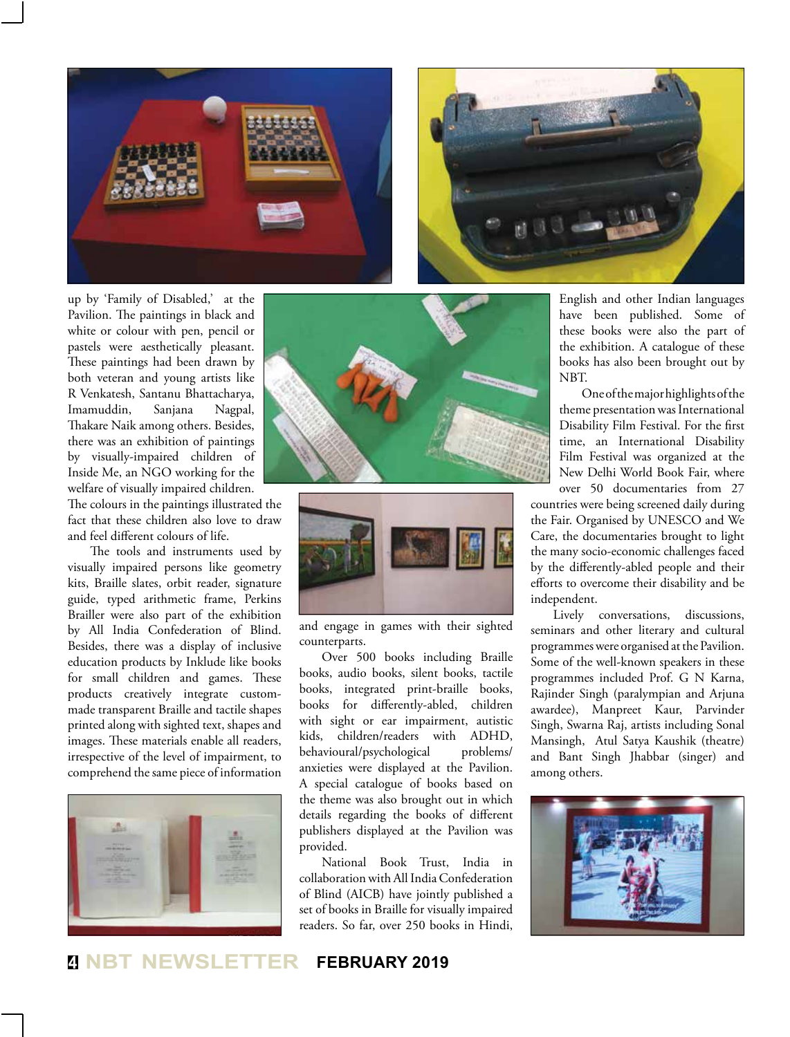up by 'Family of Disabled,' at the Pavilion. The paintings in black and white or colour with pen, pencil or pastels were aesthetically pleasant. These paintings had been drawn by both veteran and young artists like R Venkatesh, Santanu Bhattacharya, Imamuddin, Sanjana Nagpal, Thakare Naik among others. Besides, there was an exhibition of paintings by visually-impaired children of Inside Me, an NGO working for the welfare of visually impaired children. The colours in the paintings illustrated the fact that these children also love to draw and feel different colours of life.

The tools and instruments used by visually impaired persons like geometry kits, Braille slates, orbit reader, signature guide, typed arithmetic frame, Perkins Brailler were also part of the exhibition by All India Confederation of Blind. Besides, there was a display of inclusive education products by Inklude like books for small children and games. These products creatively integrate custom-made transparent Braille and tactile shapes printed along with sighted text, shapes and images. These materials enable all readers, irrespective of the level of impairment, to comprehend the same piece of information and engage in games with their sighted counterparts.

Over 500 books including Braille books, audio books, silent books, tactile books, integrated print-braille books, books for differently-abled, children with sight or ear impairment, autistic kids, children/readers with ADHD, behavioural/psychological problems/ anxieties were displayed at the Pavilion. A special catalogue of books based on the theme was also brought out in which details regarding the books of different publishers displayed at the Pavilion was provided.

National Book Trust, India in collaboration with All India Confederation of Blind (AICB) have jointly published a set of books in Braille for visually impaired readers. So far, over 250 books in Hindi, English and other Indian languages have been published. Some of these books were also the part of the exhibition. A catalogue of these books has also been brought out by NBT.

One of the major highlights of the theme presentation was International Disability Film Festival. For the first time, an International Disability Film Festival was organized at the New Delhi World Book Fair, where over 50 documentaries from 27 countries were being screened daily during the Fair. Organised by UNESCO and We Care, the documentaries brought to light the many socio-economic challenges faced by the differently-abled people and their efforts to overcome their disability and be independent.

Lively conversations, discussions, seminars and other literary and cultural programmes were organised at the Pavilion. Some of the well-known speakers in these programmes included Prof. G N Karna, Rajinder Singh (paralympian and Arjuna awardee), Manpreet Kaur, Parvinder Singh, Swarna Raj, artists including Sonal Mansingh, Atul Satya Kaushik (theatre) and Bant Singh Jhabbar (singer) and among others.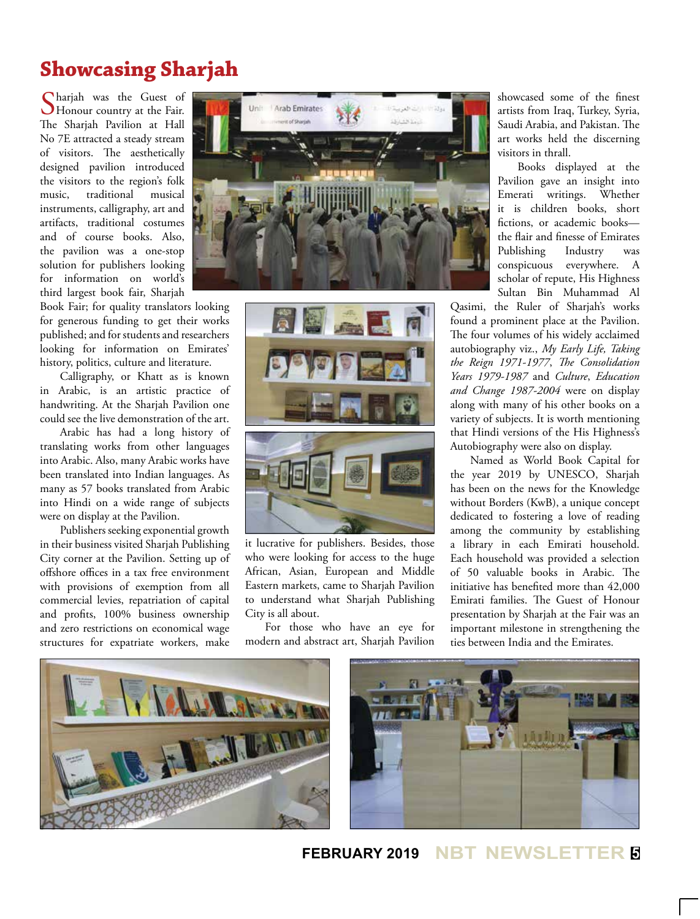# Showcasing Sharjah

Sharjah was the Guest of Honour country at the Fair. The Sharjah Pavilion at Hall No 7E attracted a steady stream of visitors. The aesthetically designed pavilion introduced the visitors to the region's folk music, traditional musical instruments, calligraphy, art and artifacts, traditional costumes and of course books. Also, the pavilion was a one-stop solution for publishers looking for information on world's third largest book fair, Sharjah Book Fair; for quality translators looking for generous funding to get their works published; and for students and researchers looking for information on Emirates' history, politics, culture and literature.

Calligraphy, or Khatt as is known in Arabic, is an artistic practice of handwriting. At the Sharjah Pavilion one could see the live demonstration of the art.

Arabic has had a long history of translating works from other languages into Arabic. Also, many Arabic works have been translated into Indian languages. As many as 57 books translated from Arabic into Hindi on a wide range of subjects were on display at the Pavilion.

Publishers seeking exponential growth in their business visited Sharjah Publishing City corner at the Pavilion. Setting up of offshore offices in a tax free environment with provisions of exemption from all commercial levies, repatriation of capital and profits, 100% business ownership and zero restrictions on economical wage structures for expatriate workers, make it lucrative for publishers. Besides, those who were looking for access to the huge African, Asian, European and Middle Eastern markets, came to Sharjah Pavilion to understand what Sharjah Publishing City is all about.

For those who have an eye for modern and abstract art, Sharjah Pavilion showcased some of the finest artists from Iraq, Turkey, Syria, Saudi Arabia, and Pakistan. The art works held the discerning visitors in thrall.

Books displayed at the Pavilion gave an insight into Emerati writings. Whether it is children books, short fictions, or academic books—the flair and finesse of Emirates Publishing Industry was conspicuous everywhere. A scholar of repute, His Highness Sultan Bin Muhammad Al Qasimi, the Ruler of Sharjah's works found a prominent place at the Pavilion. The four volumes of his widely acclaimed autobiography viz., *My Early Life, Taking the Reign 1971-1977, The Consolidation Years 1979-1987* and *Culture, Education and Change 1987-2004* were on display along with many of his other books on a variety of subjects. It is worth mentioning that Hindi versions of the His Highness's Autobiography were also on display.

Named as World Book Capital for the year 2019 by UNESCO, Sharjah has been on the news for the Knowledge without Borders (KwB), a unique concept dedicated to fostering a love of reading among the community by establishing a library in each Emirati household. Each household was provided a selection of 50 valuable books in Arabic. The initiative has benefited more than 42,000 Emirati families. The Guest of Honour presentation by Sharjah at the Fair was an important milestone in strengthening the ties between India and the Emirates.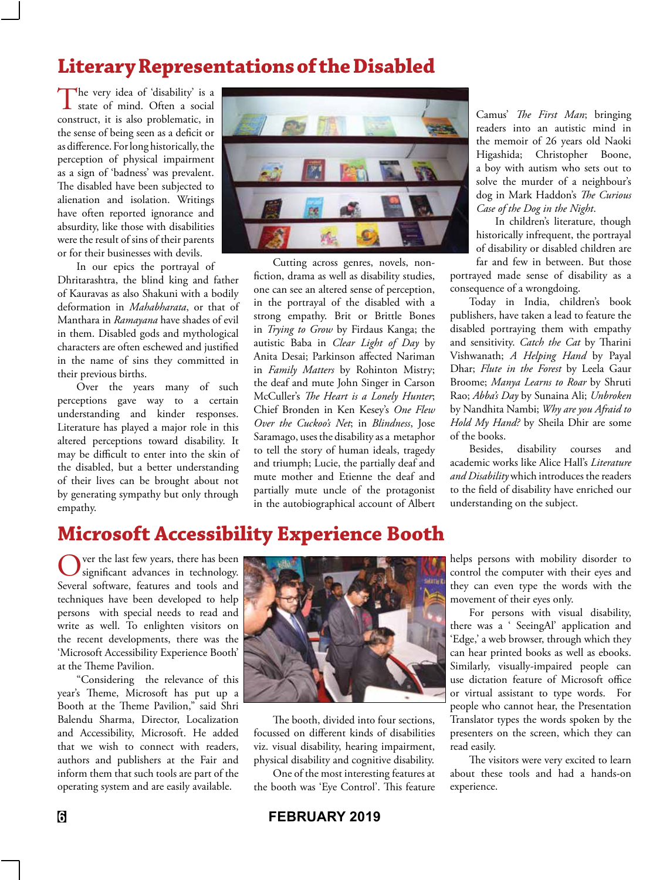# Literary Representations of the Disabled

The very idea of 'disability' is a state of mind. Often a social construct, it is also problematic, in the sense of being seen as a deficit or as difference. For long historically, the perception of physical impairment as a sign of 'badness' was prevalent. The disabled have been subjected to alienation and isolation. Writings have often reported ignorance and absurdity, like those with disabilities were the result of sins of their parents or for their businesses with devils.

In our epics the portrayal of Dhritarashtra, the blind king and father of Kauravas as also Shakuni with a bodily deformation in *Mahabharata*, or that of Manthara in *Ramayana* have shades of evil in them. Disabled gods and mythological characters are often eschewed and justified in the name of sins they committed in their previous births.

Over the years many of such perceptions gave way to a certain understanding and kinder responses. Literature has played a major role in this altered perceptions toward disability. It may be difficult to enter into the skin of the disabled, but a better understanding of their lives can be brought about not by generating sympathy but only through empathy.

Cutting across genres, novels, non-fiction, drama as well as disability studies, one can see an altered sense of perception, in the portrayal of the disabled with a strong empathy. Brit or Brittle Bones in *Trying to Grow* by Firdaus Kanga; the autistic Baba in *Clear Light of Day* by Anita Desai; Parkinson affected Nariman in *Family Matters* by Rohinton Mistry; the deaf and mute John Singer in Carson McCuller's *The Heart is a Lonely Hunter*; Chief Bronden in Ken Kesey's *One Flew Over the Cuckoo's Net*; in *Blindness*, Jose Saramago, uses the disability as a metaphor to tell the story of human ideals, tragedy and triumph; Lucie, the partially deaf and mute mother and Etienne the deaf and partially mute uncle of the protagonist in the autobiographical account of Albert Camus' *The First Man*; bringing readers into an autistic mind in the memoir of 26 years old Naoki Higashida; Christopher Boone, a boy with autism who sets out to solve the murder of a neighbour's dog in Mark Haddon's *The Curious Case of the Dog in the Night*.

In children's literature, though historically infrequent, the portrayal of disability or disabled children are far and few in between. But those portrayed made sense of disability as a consequence of a wrongdoing.

Today in India, children's book publishers, have taken a lead to feature the disabled portraying them with empathy and sensitivity. *Catch the Cat* by Tharini Vishwanath; *A Helping Hand* by Payal Dhar; *Flute in the Forest* by Leela Gaur Broome; *Manya Learns to Roar* by Shruti Rao; *Abba's Day* by Sunaina Ali; *Unbroken* by Nandhita Nambi; *Why are you Afraid to Hold My Hand?* by Sheila Dhir are some of the books.

Besides, disability courses and academic works like Alice Hall's *Literature and Disability* which introduces the readers to the field of disability have enriched our understanding on the subject.

# Microsoft Accessibility Experience Booth

Over the last few years, there has been significant advances in technology. Several software, features and tools and techniques have been developed to help persons with special needs to read and write as well. To enlighten visitors on the recent developments, there was the 'Microsoft Accessibility Experience Booth' at the Theme Pavilion.

"Considering the relevance of this year's Theme, Microsoft has put up a Booth at the Theme Pavilion," said Shri Balendu Sharma, Director, Localization and Accessibility, Microsoft. He added that we wish to connect with readers, authors and publishers at the Fair and inform them that such tools are part of the operating system and are easily available.

The booth, divided into four sections, focussed on different kinds of disabilities viz. visual disability, hearing impairment, physical disability and cognitive disability.

One of the most interesting features at the booth was 'Eye Control'. This feature helps persons with mobility disorder to control the computer with their eyes and they can even type the words with the movement of their eyes only.

For persons with visual disability, there was a ' SeeingAI' application and 'Edge,' a web browser, through which they can hear printed books as well as ebooks. Similarly, visually-impaired people can use dictation feature of Microsoft office or virtual assistant to type words. For people who cannot hear, the Presentation Translator types the words spoken by the presenters on the screen, which they can read easily.

The visitors were very excited to learn about these tools and had a hands-on experience.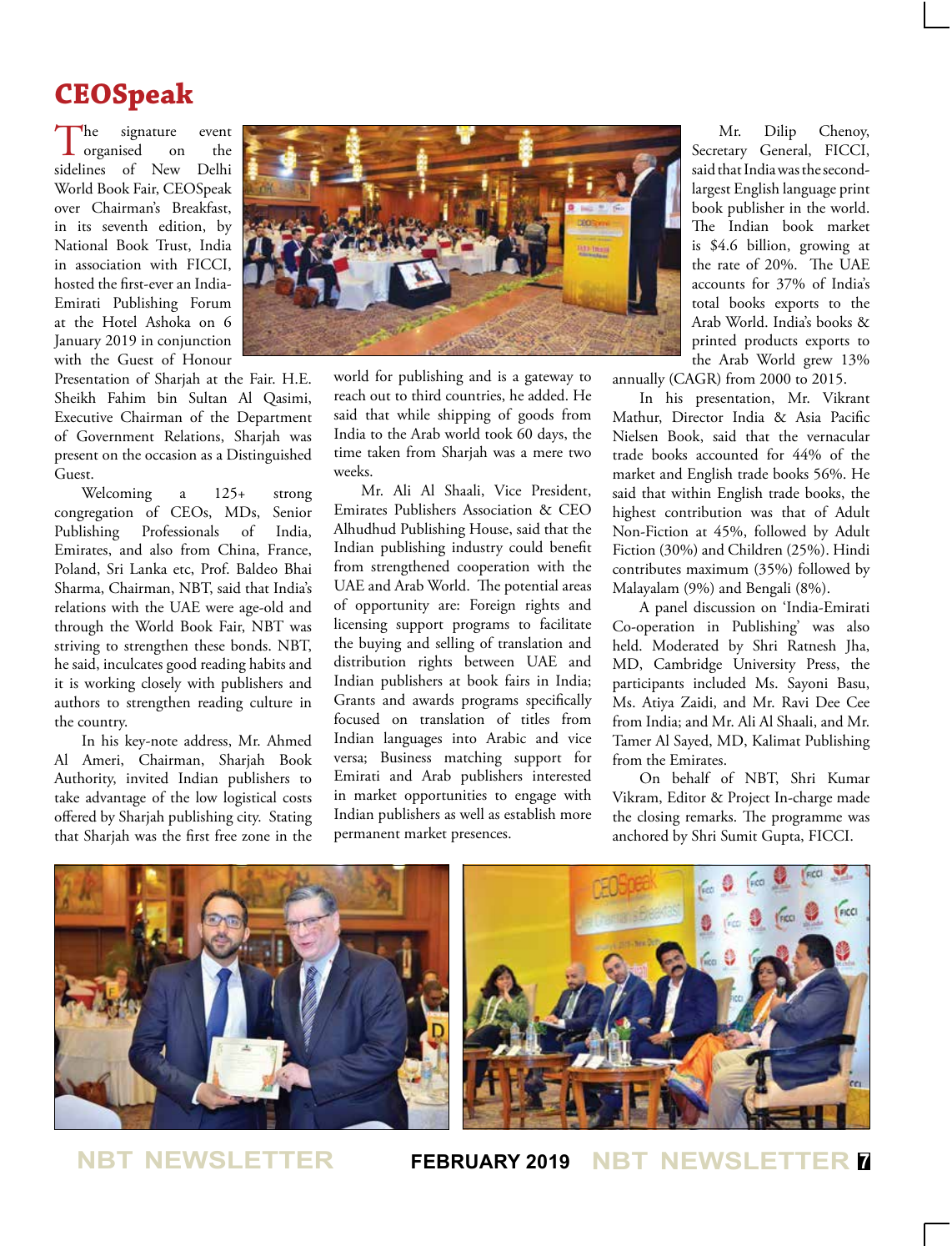# CEOSpeak

The signature event organised on the sidelines of New Delhi World Book Fair, CEOSpeak over Chairman's Breakfast, in its seventh edition, by National Book Trust, India in association with FICCI, hosted the first-ever an India-Emirati Publishing Forum at the Hotel Ashoka on 6 January 2019 in conjunction with the Guest of Honour Presentation of Sharjah at the Fair. H.E. Sheikh Fahim bin Sultan Al Qasimi, Executive Chairman of the Department of Government Relations, Sharjah was present on the occasion as a Distinguished Guest.

Welcoming a 125+ strong congregation of CEOs, MDs, Senior Publishing Professionals of India, Emirates, and also from China, France, Poland, Sri Lanka etc, Prof. Baldeo Bhai Sharma, Chairman, NBT, said that India's relations with the UAE were age-old and through the World Book Fair, NBT was striving to strengthen these bonds. NBT, he said, inculcates good reading habits and it is working closely with publishers and authors to strengthen reading culture in the country.

In his key-note address, Mr. Ahmed Al Ameri, Chairman, Sharjah Book Authority, invited Indian publishers to take advantage of the low logistical costs offered by Sharjah publishing city. Stating that Sharjah was the first free zone in the world for publishing and is a gateway to reach out to third countries, he added. He said that while shipping of goods from India to the Arab world took 60 days, the time taken from Sharjah was a mere two weeks.

Mr. Ali Al Shaali, Vice President, Emirates Publishers Association & CEO Alhudhud Publishing House, said that the Indian publishing industry could benefit from strengthened cooperation with the UAE and Arab World. The potential areas of opportunity are: Foreign rights and licensing support programs to facilitate the buying and selling of translation and distribution rights between UAE and Indian publishers at book fairs in India; Grants and awards programs specifically focused on translation of titles from Indian languages into Arabic and vice versa; Business matching support for Emirati and Arab publishers interested in market opportunities to engage with Indian publishers as well as establish more permanent market presences.

Mr. Dilip Chenoy, Secretary General, FICCI, said that India was the second-largest English language print book publisher in the world. The Indian book market is $4.6 billion, growing at the rate of 20%. The UAE accounts for 37% of India's total books exports to the Arab World. India's books & printed products exports to the Arab World grew 13% annually (CAGR) from 2000 to 2015.

In his presentation, Mr. Vikrant Mathur, Director India & Asia Pacific Nielsen Book, said that the vernacular trade books accounted for 44% of the market and English trade books 56%. He said that within English trade books, the highest contribution was that of Adult Non-Fiction at 45%, followed by Adult Fiction (30%) and Children (25%). Hindi contributes maximum (35%) followed by Malayalam (9%) and Bengali (8%).

A panel discussion on 'India-Emirati Co-operation in Publishing' was also held. Moderated by Shri Ratnesh Jha, MD, Cambridge University Press, the participants included Ms. Sayoni Basu, Ms. Atiya Zaidi, and Mr. Ravi Dee Cee from India; and Mr. Ali Al Shaali, and Mr. Tamer Al Sayed, MD, Kalimat Publishing from the Emirates.

On behalf of NBT, Shri Kumar Vikram, Editor & Project In-charge made the closing remarks. The programme was anchored by Shri Sumit Gupta, FICCI.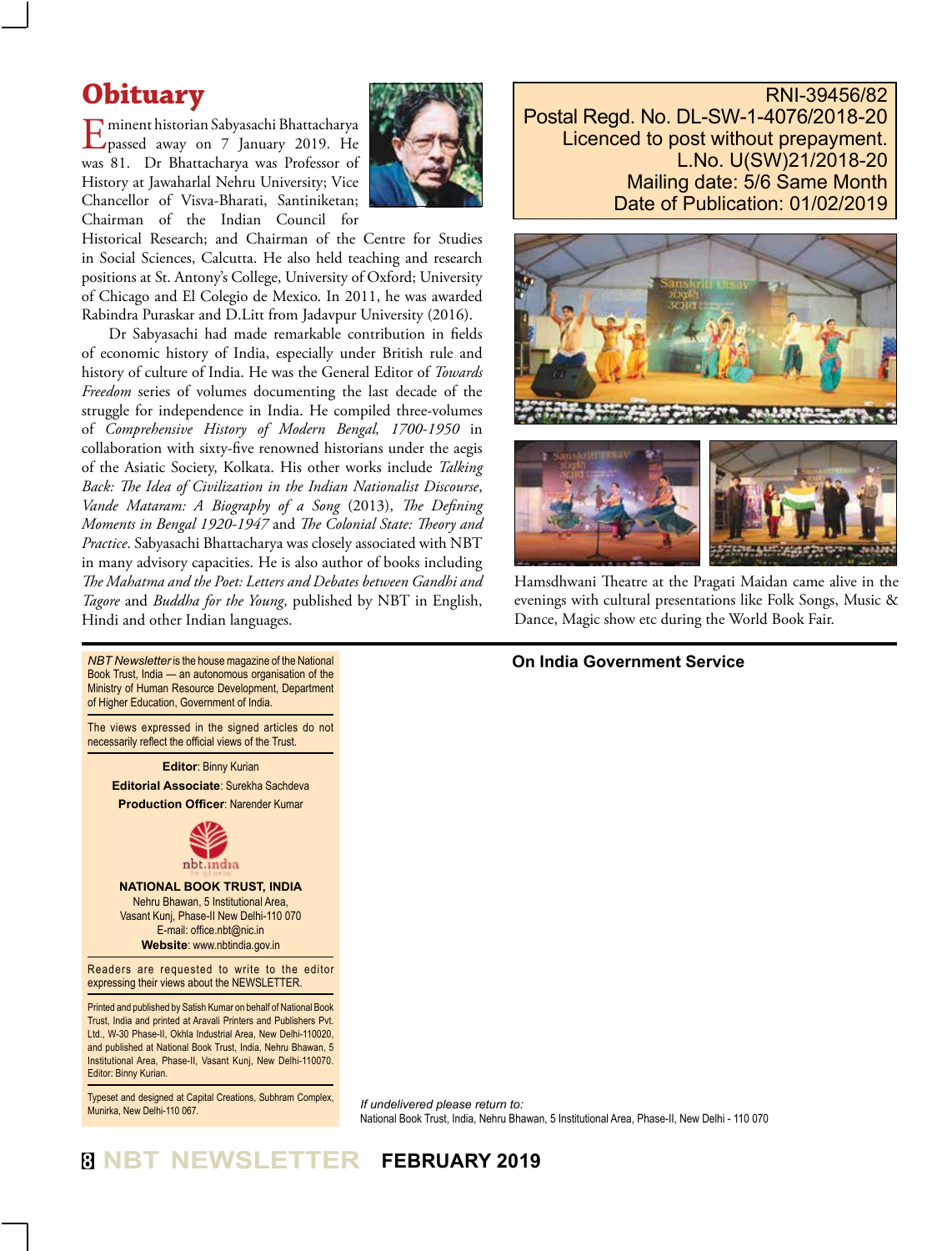# Obituary

Eminent historian Sabyasachi Bhattacharya passed away on 7 January 2019. He was 81. Dr Bhattacharya was Professor of History at Jawaharlal Nehru University; Vice Chancellor of Visva-Bharati, Santiniketan; Chairman of the Indian Council for Historical Research; and Chairman of the Centre for Studies in Social Sciences, Calcutta. He also held teaching and research positions at St. Antony's College, University of Oxford; University of Chicago and El Colegio de Mexico. In 2011, he was awarded Rabindra Puraskar and D.Litt from Jadavpur University (2016).

Dr Sabyasachi had made remarkable contribution in fields of economic history of India, especially under British rule and history of culture of India. He was the General Editor of *Towards Freedom* series of volumes documenting the last decade of the struggle for independence in India. He compiled three-volumes of *Comprehensive History of Modern Bengal, 1700-1950* in collaboration with sixty-five renowned historians under the aegis of the Asiatic Society, Kolkata. His other works include *Talking Back: The Idea of Civilization in the Indian Nationalist Discourse*, *Vande Mataram: A Biography of a Song* (2013), *The Defining Moments in Bengal 1920-1947* and *The Colonial State: Theory and Practice*. Sabyasachi Bhattacharya was closely associated with NBT in many advisory capacities. He is also author of books including *The Mahatma and the Poet: Letters and Debates between Gandhi and Tagore* and *Buddha for the Young*, published by NBT in English, Hindi and other Indian languages.

RNI-39456/82
Postal Regd. No. DL-SW-1-4076/2018-20
Licenced to post without prepayment.
L.No. U(SW)21/2018-20
Mailing date: 5/6 Same Month
Date of Publication: 01/02/2019

Hamsdhwani Theatre at the Pragati Maidan came alive in the evenings with cultural presentations like Folk Songs, Music & Dance, Magic show etc during the World Book Fair.

*NBT Newsletter* is the house magazine of the National Book Trust, India — an autonomous organisation of the Ministry of Human Resource Development, Department of Higher Education, Government of India.

The views expressed in the signed articles do not necessarily reflect the official views of the Trust.

**Editor**: Binny Kurian
**Editorial Associate**: Surekha Sachdeva
**Production Officer**: Narender Kumar

**NATIONAL BOOK TRUST, INDIA**
Nehru Bhawan, 5 Institutional Area,
Vasant Kunj, Phase-II New Delhi-110 070
E-mail: office.nbt@nic.in
**Website**: www.nbtindia.gov.in

Readers are requested to write to the editor expressing their views about the NEWSLETTER.

Printed and published by Satish Kumar on behalf of National Book Trust, India and printed at Aravali Printers and Publishers Pvt. Ltd., W-30 Phase-II, Okhla Industrial Area, New Delhi-110020, and published at National Book Trust, India, Nehru Bhawan, 5 Institutional Area, Phase-II, Vasant Kunj, New Delhi-110070. Editor: Binny Kurian.

Typeset and designed at Capital Creations, Subhram Complex, Munirka, New Delhi-110 067.

**On India Government Service**

*If undelivered please return to:*
National Book Trust, India, Nehru Bhawan, 5 Institutional Area, Phase-II, New Delhi - 110 070